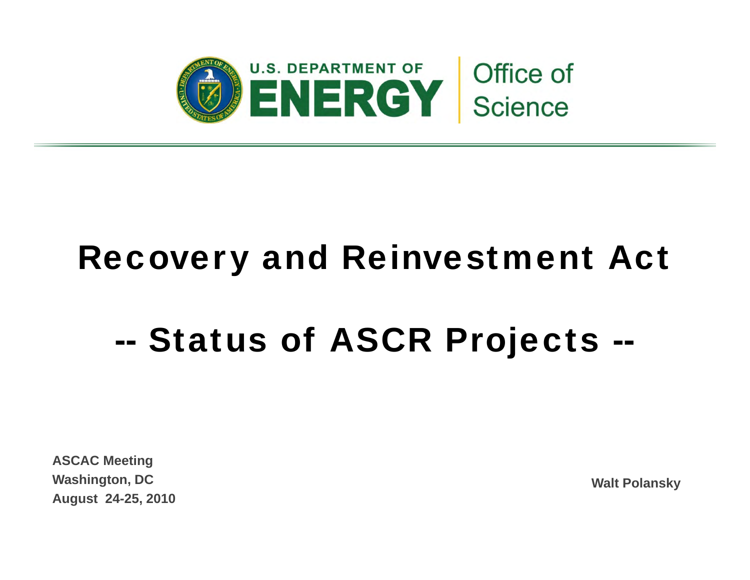U.S. DEPARTMENT OF ENERGY | Office of Science

# Recovery and Reinvestment Act

# -- Status of ASCR Projects --

**ASCAC Meeting**
**Washington, DC**
**August 24-25, 2010**

**Walt Polansky**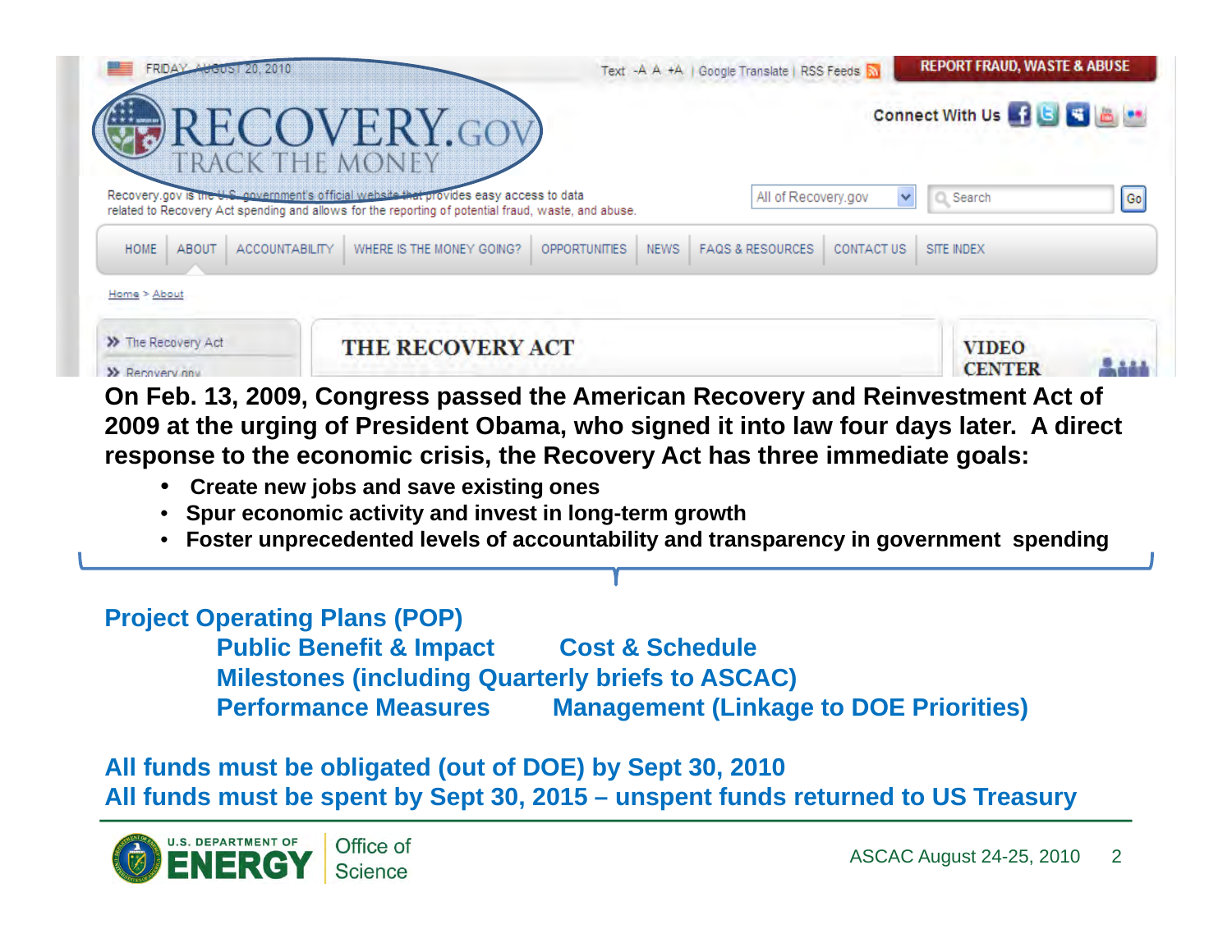FRIDAY, AUGUST 20, 2010

Text -A A +A | Google Translate | RSS Feeds

REPORT FRAUD, WASTE & ABUSE

RECOVERY.GOV
TRACK THE MONEY

Connect With Us

Recovery.gov is the U.S. government's official website that provides easy access to data related to Recovery Act spending and allows for the reporting of potential fraud, waste, and abuse.

All of Recovery.gov | Search | Go

HOME | ABOUT | ACCOUNTABILITY | WHERE IS THE MONEY GOING? | OPPORTUNITIES | NEWS | FAQS & RESOURCES | CONTACT US | SITE INDEX

Home > About

» The Recovery Act
» Recovery.gov

THE RECOVERY ACT

VIDEO CENTER

**On Feb. 13, 2009, Congress passed the American Recovery and Reinvestment Act of 2009 at the urging of President Obama, who signed it into law four days later. A direct response to the economic crisis, the Recovery Act has three immediate goals:**

- **Create new jobs and save existing ones**
- **Spur economic activity and invest in long-term growth**
- **Foster unprecedented levels of accountability and transparency in government spending**

**Project Operating Plans (POP)**

- **Public Benefit & Impact**
- **Cost & Schedule**
- **Milestones (including Quarterly briefs to ASCAC)**
- **Performance Measures**
- **Management (Linkage to DOE Priorities)**

**All funds must be obligated (out of DOE) by Sept 30, 2010**
**All funds must be spent by Sept 30, 2015 – unspent funds returned to US Treasury**

U.S. DEPARTMENT OF ENERGY | Office of Science

ASCAC August 24-25, 2010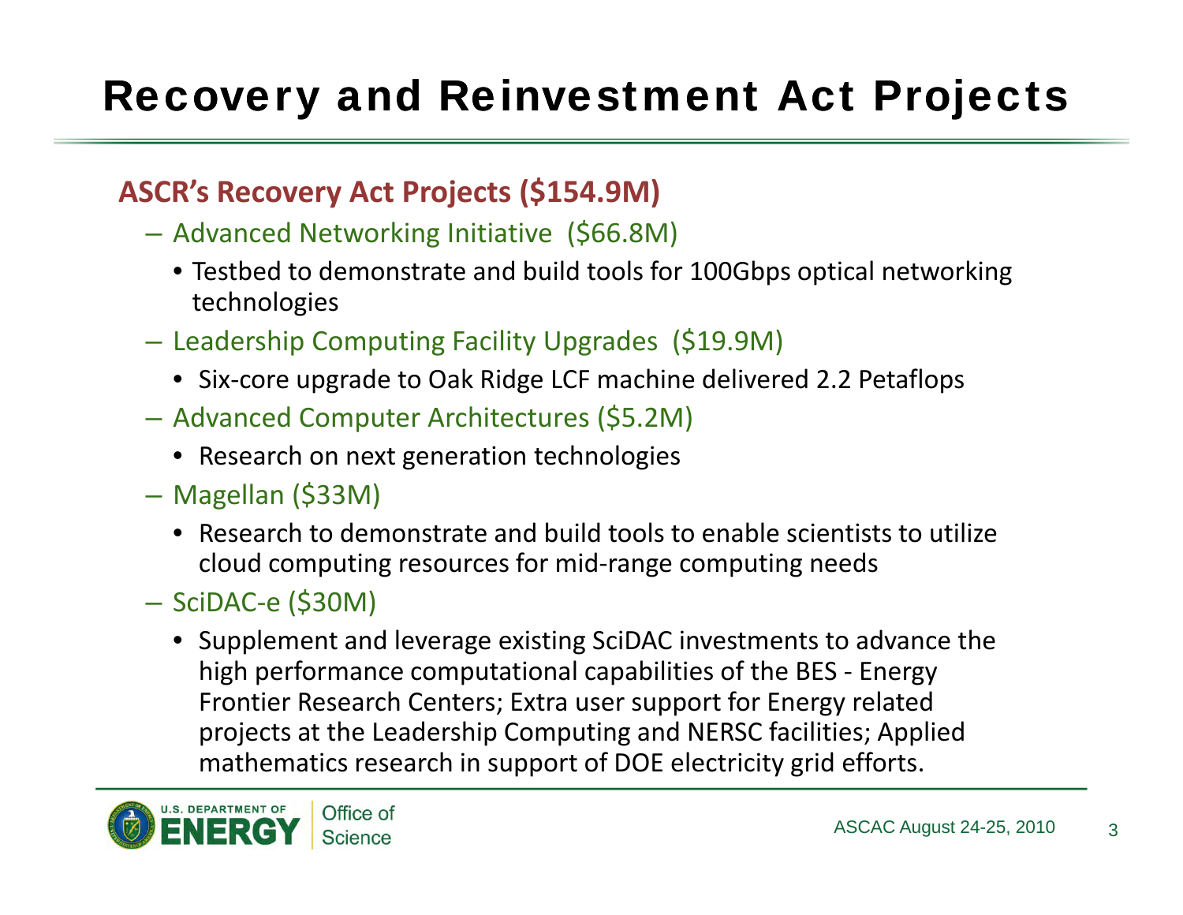# Recovery and Reinvestment Act Projects

## ASCR's Recovery Act Projects ($154.9M)

- Advanced Networking Initiative ($66.8M)
  - Testbed to demonstrate and build tools for 100Gbps optical networking technologies
- Leadership Computing Facility Upgrades ($19.9M)
  - Six-core upgrade to Oak Ridge LCF machine delivered 2.2 Petaflops
- Advanced Computer Architectures ($5.2M)
  - Research on next generation technologies
- Magellan ($33M)
  - Research to demonstrate and build tools to enable scientists to utilize cloud computing resources for mid-range computing needs
- SciDAC-e ($30M)
  - Supplement and leverage existing SciDAC investments to advance the high performance computational capabilities of the BES - Energy Frontier Research Centers; Extra user support for Energy related projects at the Leadership Computing and NERSC facilities; Applied mathematics research in support of DOE electricity grid efforts.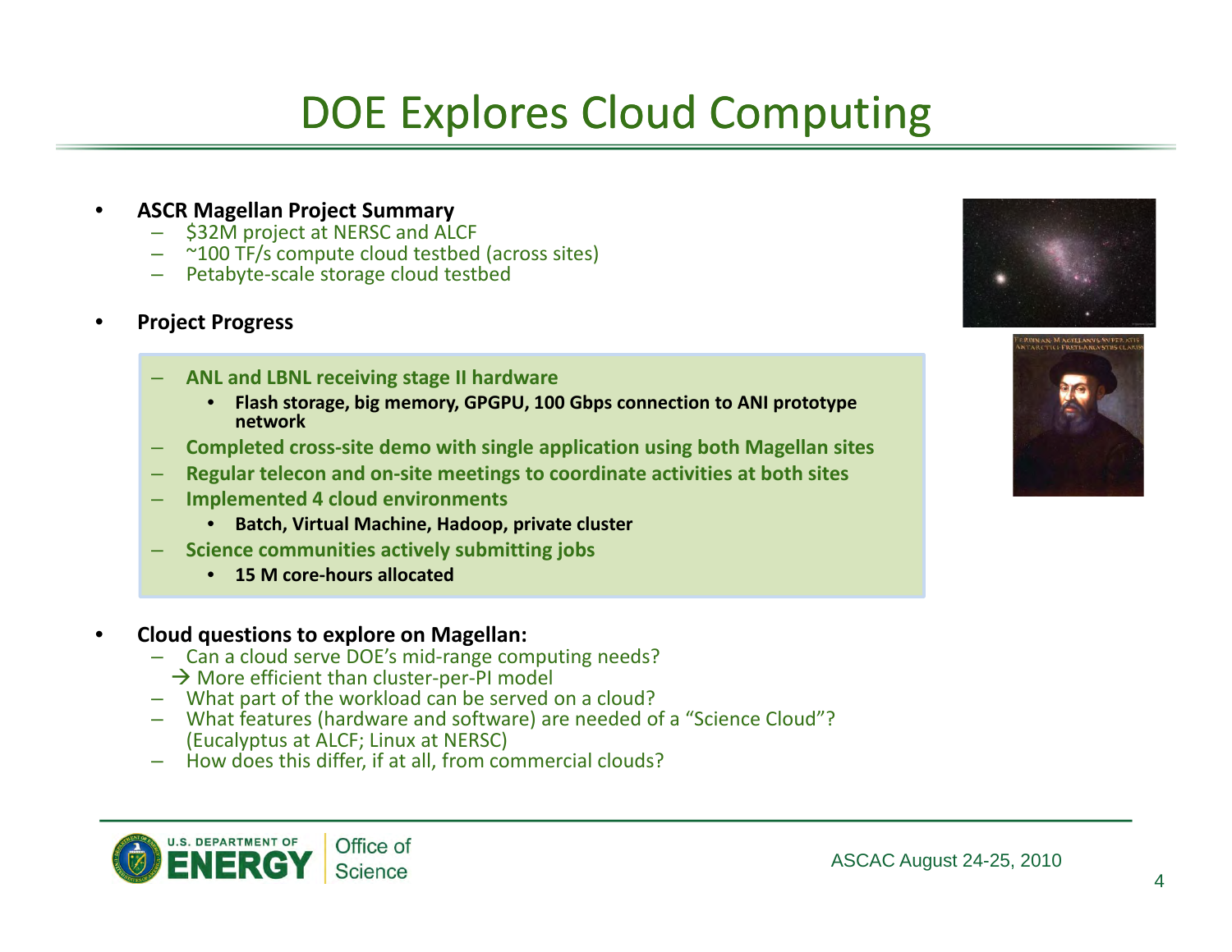# DOE Explores Cloud Computing

- **ASCR Magellan Project Summary**
  - $32M project at NERSC and ALCF
  - ~100 TF/s compute cloud testbed (across sites)
  - Petabyte-scale storage cloud testbed

- **Project Progress**
  - **ANL and LBNL receiving stage II hardware**
    - **Flash storage, big memory, GPGPU, 100 Gbps connection to ANI prototype network**
  - **Completed cross-site demo with single application using both Magellan sites**
  - **Regular telecon and on-site meetings to coordinate activities at both sites**
  - **Implemented 4 cloud environments**
    - **Batch, Virtual Machine, Hadoop, private cluster**
  - **Science communities actively submitting jobs**
    - **15 M core-hours allocated**

- **Cloud questions to explore on Magellan:**
  - Can a cloud serve DOE's mid-range computing needs?
    → More efficient than cluster-per-PI model
  - What part of the workload can be served on a cloud?
  - What features (hardware and software) are needed of a "Science Cloud"? (Eucalyptus at ALCF; Linux at NERSC)
  - How does this differ, if at all, from commercial clouds?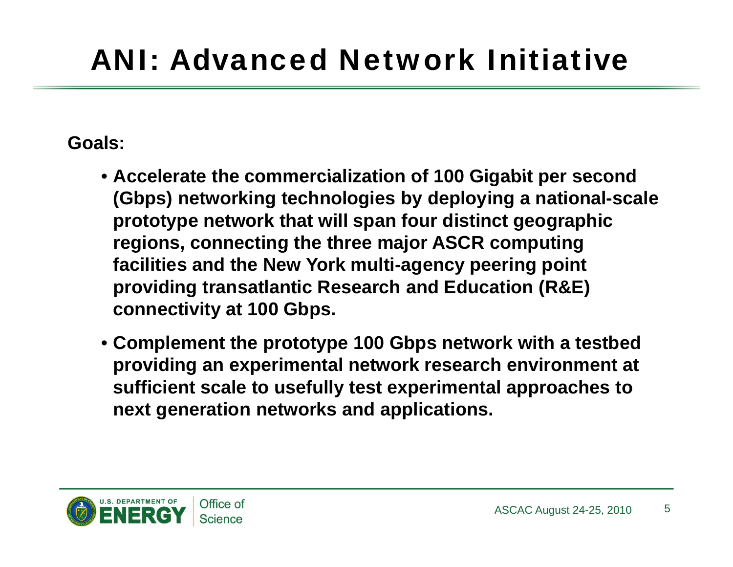# ANI: Advanced Network Initiative

**Goals:**

- **Accelerate the commercialization of 100 Gigabit per second (Gbps) networking technologies by deploying a national-scale prototype network that will span four distinct geographic regions, connecting the three major ASCR computing facilities and the New York multi-agency peering point providing transatlantic Research and Education (R&E) connectivity at 100 Gbps.**
- **Complement the prototype 100 Gbps network with a testbed providing an experimental network research environment at sufficient scale to usefully test experimental approaches to next generation networks and applications.**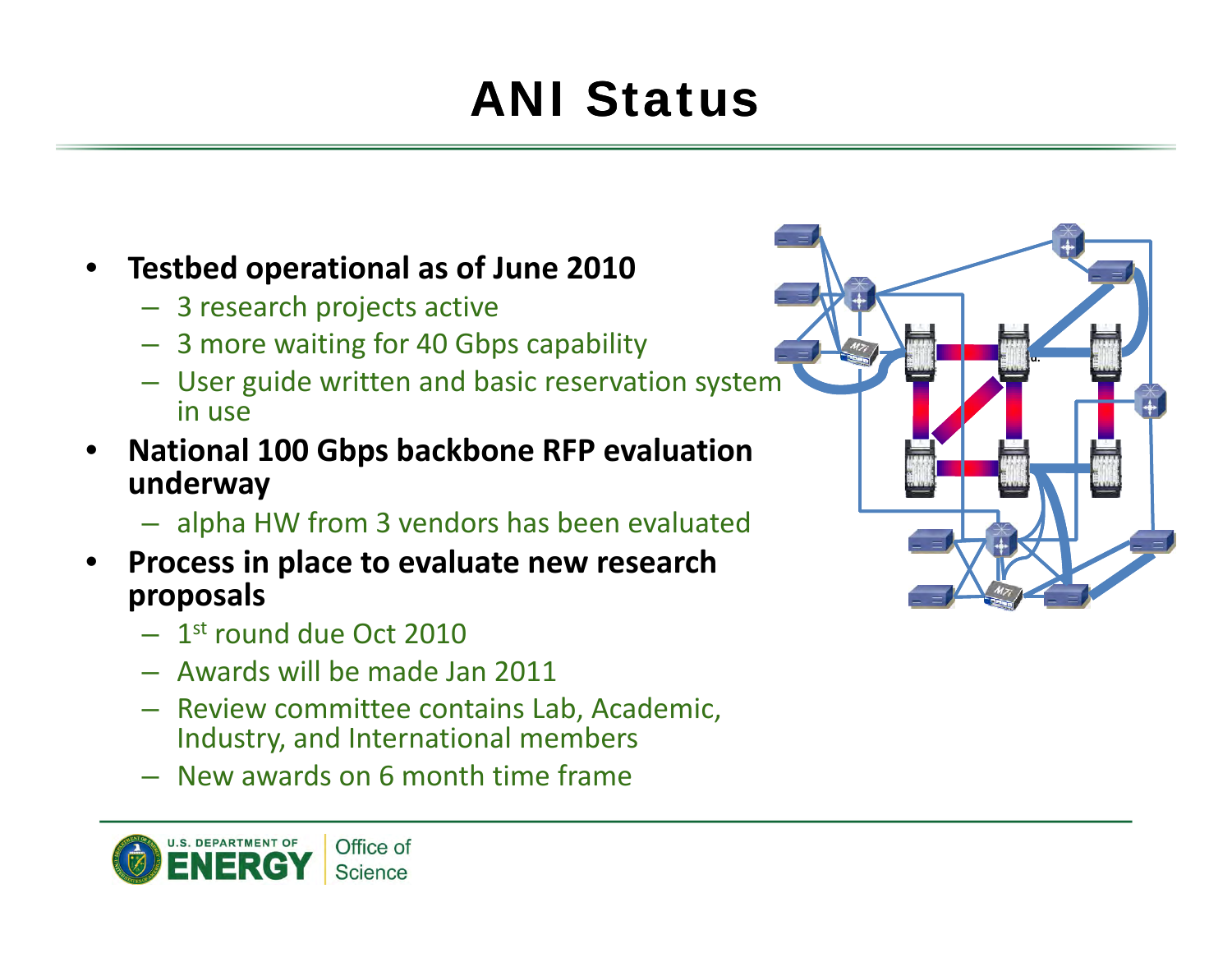# ANI Status

- **Testbed operational as of June 2010**
  - 3 research projects active
  - 3 more waiting for 40 Gbps capability
  - User guide written and basic reservation system in use
- **National 100 Gbps backbone RFP evaluation underway**
  - alpha HW from 3 vendors has been evaluated
- **Process in place to evaluate new research proposals**
  - 1st round due Oct 2010
  - Awards will be made Jan 2011
  - Review committee contains Lab, Academic, Industry, and International members
  - New awards on 6 month time frame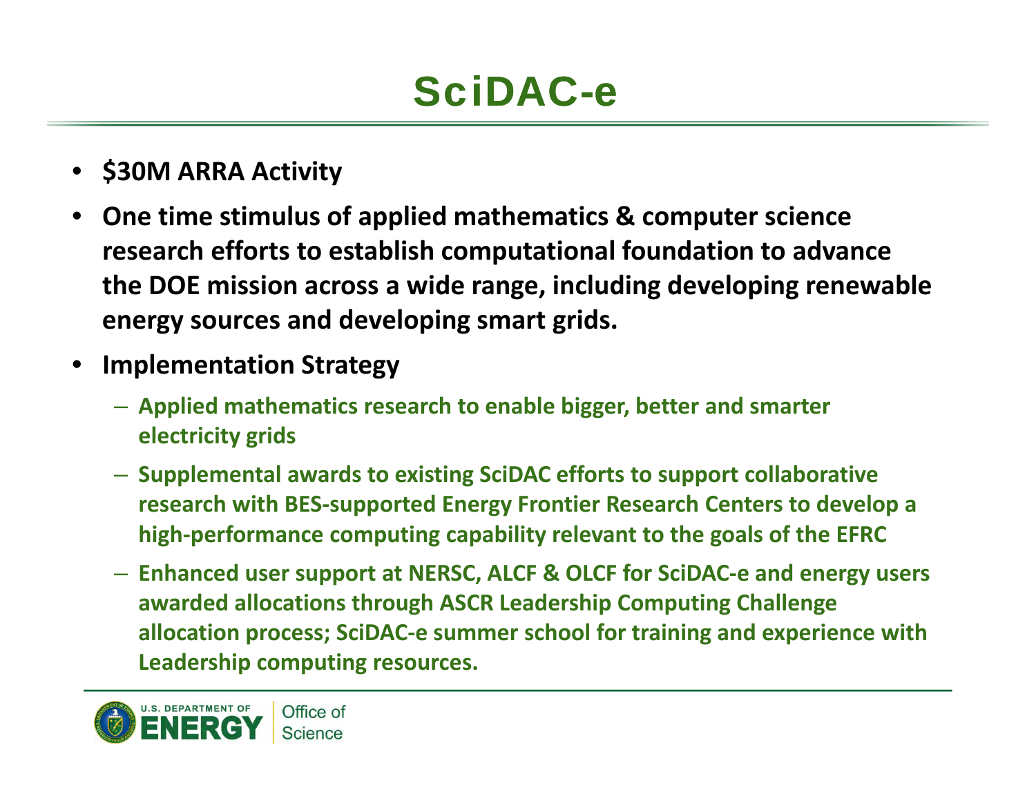# SciDAC-e

- **$30M ARRA Activity**
- **One time stimulus of applied mathematics & computer science research efforts to establish computational foundation to advance the DOE mission across a wide range, including developing renewable energy sources and developing smart grids.**
- **Implementation Strategy**
  - **Applied mathematics research to enable bigger, better and smarter electricity grids**
  - **Supplemental awards to existing SciDAC efforts to support collaborative research with BES-supported Energy Frontier Research Centers to develop a high-performance computing capability relevant to the goals of the EFRC**
  - **Enhanced user support at NERSC, ALCF & OLCF for SciDAC-e and energy users awarded allocations through ASCR Leadership Computing Challenge allocation process; SciDAC-e summer school for training and experience with Leadership computing resources.**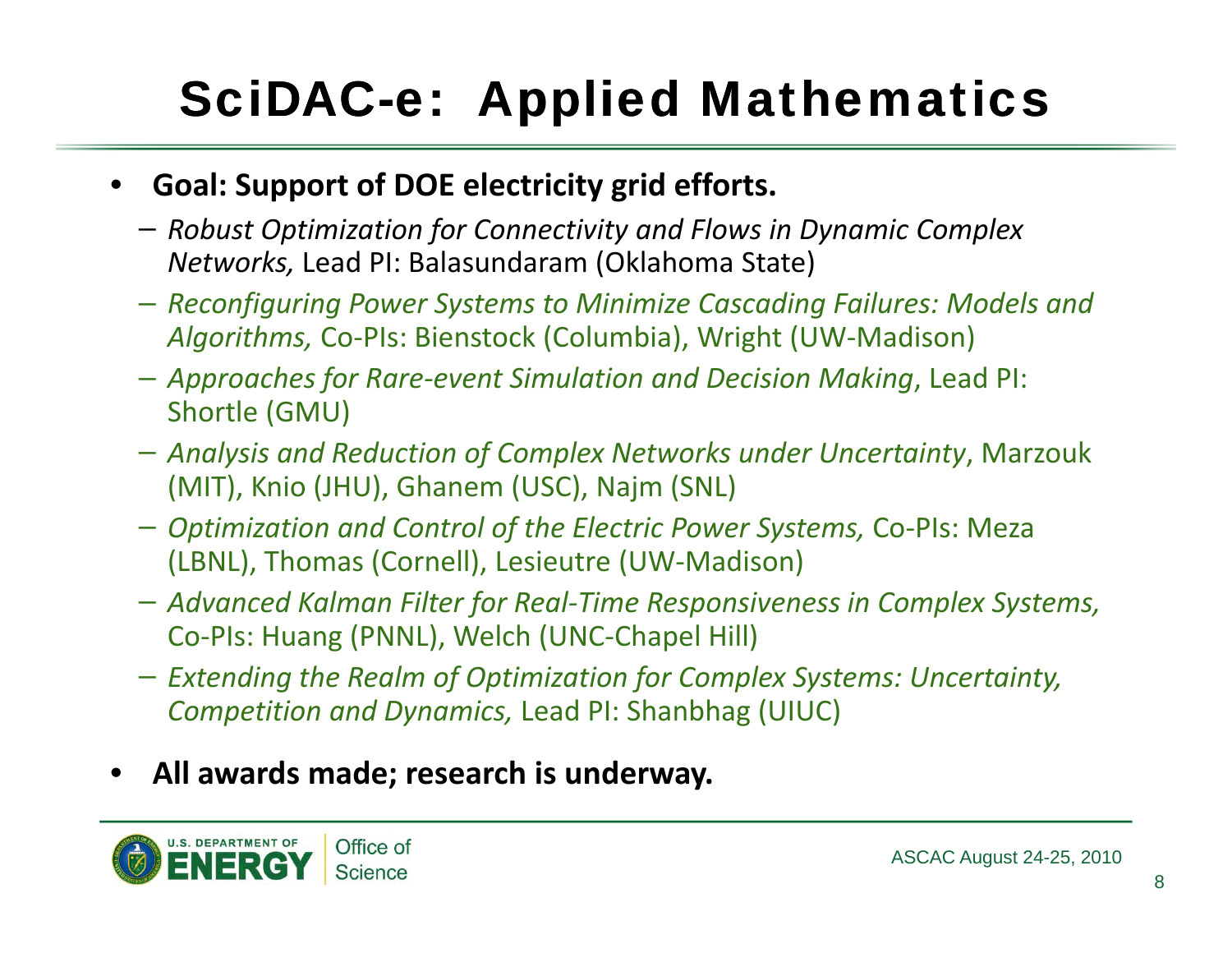# SciDAC-e: Applied Mathematics

- **Goal: Support of DOE electricity grid efforts.**
  - *Robust Optimization for Connectivity and Flows in Dynamic Complex Networks,* Lead PI: Balasundaram (Oklahoma State)
  - *Reconfiguring Power Systems to Minimize Cascading Failures: Models and Algorithms,* Co-PIs: Bienstock (Columbia), Wright (UW-Madison)
  - *Approaches for Rare-event Simulation and Decision Making*, Lead PI: Shortle (GMU)
  - *Analysis and Reduction of Complex Networks under Uncertainty*, Marzouk (MIT), Knio (JHU), Ghanem (USC), Najm (SNL)
  - *Optimization and Control of the Electric Power Systems,* Co-PIs: Meza (LBNL), Thomas (Cornell), Lesieutre (UW-Madison)
  - *Advanced Kalman Filter for Real-Time Responsiveness in Complex Systems,* Co-PIs: Huang (PNNL), Welch (UNC-Chapel Hill)
  - *Extending the Realm of Optimization for Complex Systems: Uncertainty, Competition and Dynamics,* Lead PI: Shanbhag (UIUC)
- **All awards made; research is underway.**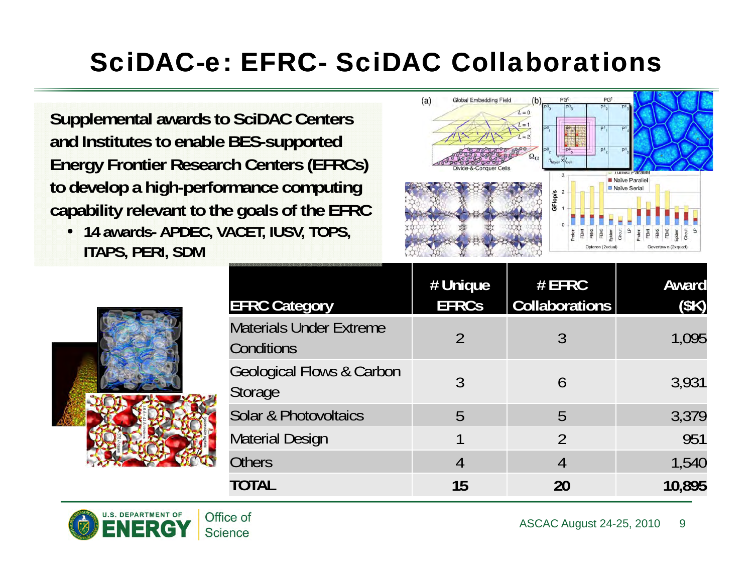# SciDAC-e: EFRC- SciDAC Collaborations

**Supplemental awards to SciDAC Centers and Institutes to enable BES-supported Energy Frontier Research Centers (EFRCs) to develop a high-performance computing capability relevant to the goals of the EFRC**

- **14 awards- APDEC, VACET, IUSV, TOPS, ITAPS, PERI, SDM**

| EFRC Category | # Unique EFRCs | # EFRC Collaborations | Award ($K) |
|---|---|---|---|
| Materials Under Extreme Conditions | 2 | 3 | 1,095 |
| Geological Flows & Carbon Storage | 3 | 6 | 3,931 |
| Solar & Photovoltaics | 5 | 5 | 3,379 |
| Material Design | 1 | 2 | 951 |
| Others | 4 | 4 | 1,540 |
| **TOTAL** | **15** | **20** | **10,895** |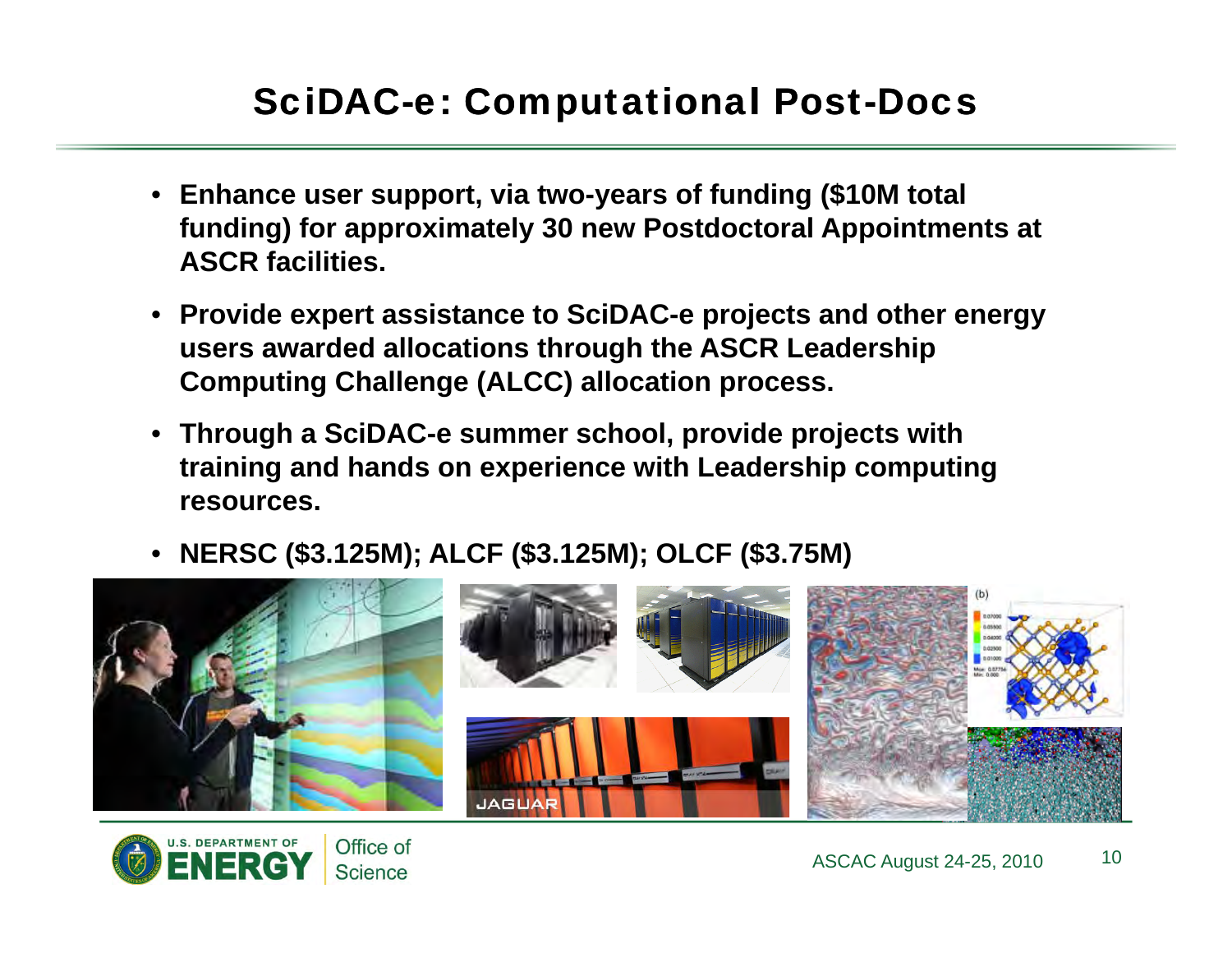# SciDAC-e: Computational Post-Docs

- **Enhance user support, via two-years of funding ($10M total funding) for approximately 30 new Postdoctoral Appointments at ASCR facilities.**
- **Provide expert assistance to SciDAC-e projects and other energy users awarded allocations through the ASCR Leadership Computing Challenge (ALCC) allocation process.**
- **Through a SciDAC-e summer school, provide projects with training and hands on experience with Leadership computing resources.**
- **NERSC ($3.125M); ALCF ($3.125M); OLCF ($3.75M)**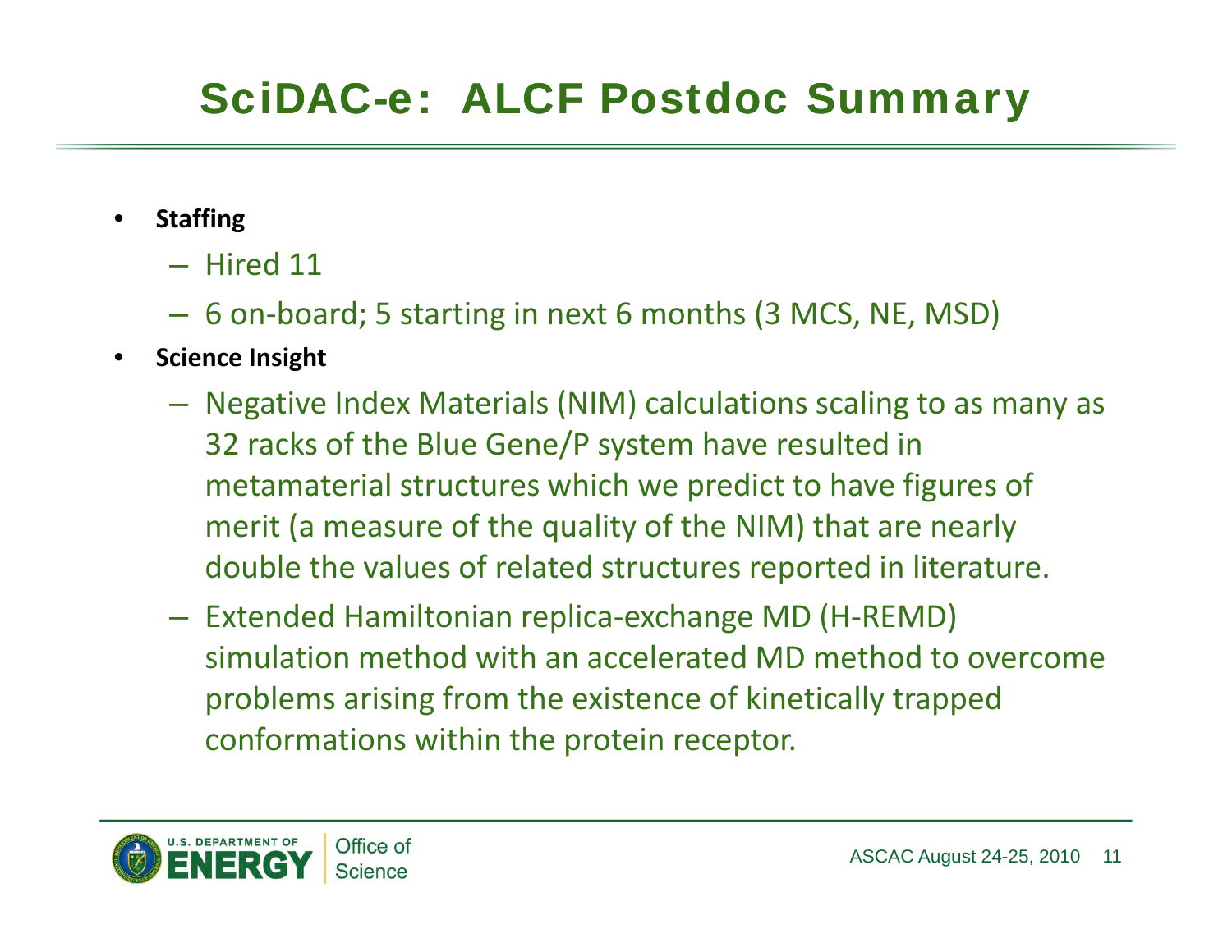# SciDAC-e: ALCF Postdoc Summary

- **Staffing**
  - Hired 11
  - 6 on-board; 5 starting in next 6 months (3 MCS, NE, MSD)
- **Science Insight**
  - Negative Index Materials (NIM) calculations scaling to as many as 32 racks of the Blue Gene/P system have resulted in metamaterial structures which we predict to have figures of merit (a measure of the quality of the NIM) that are nearly double the values of related structures reported in literature.
  - Extended Hamiltonian replica-exchange MD (H-REMD) simulation method with an accelerated MD method to overcome problems arising from the existence of kinetically trapped conformations within the protein receptor.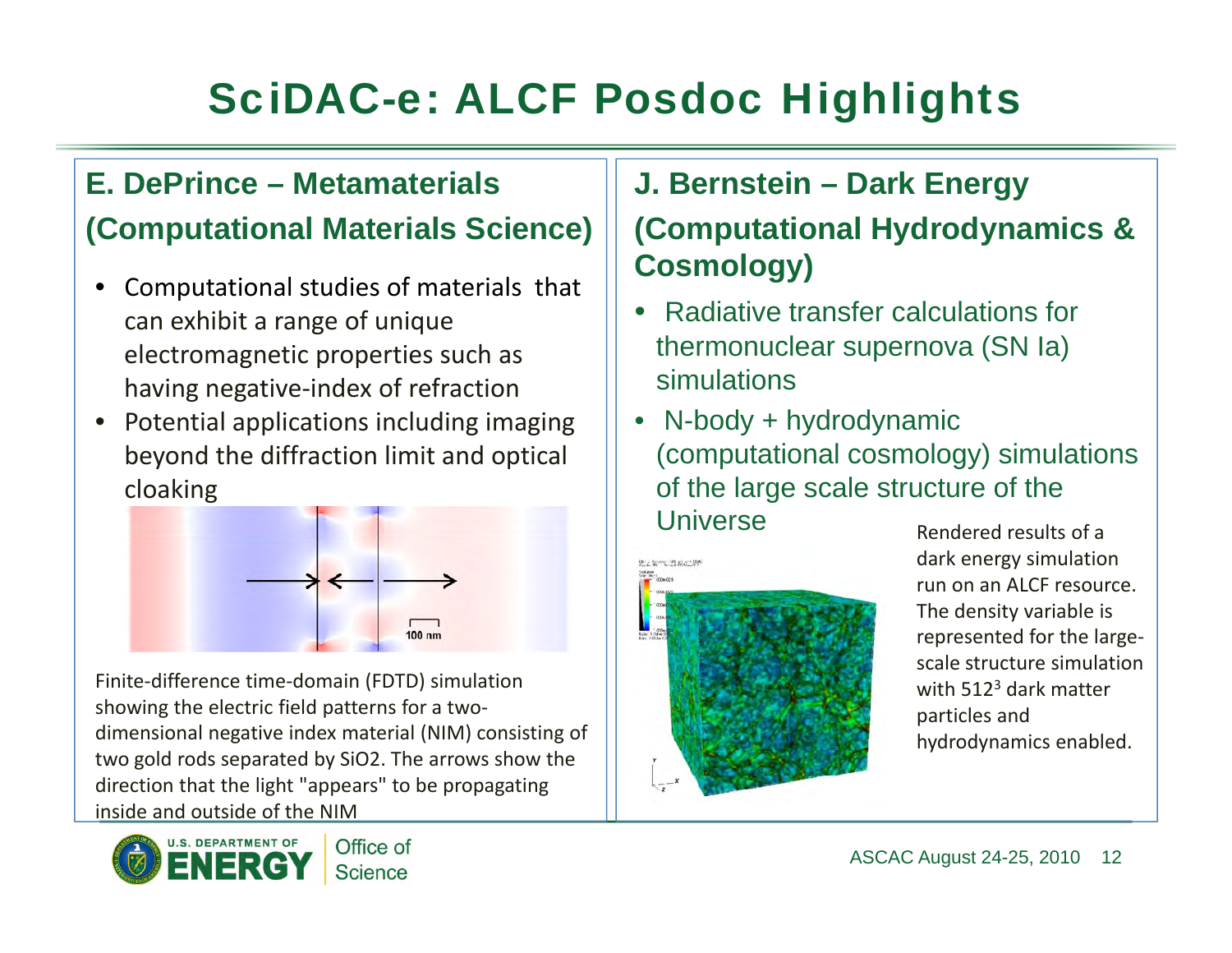# SciDAC-e: ALCF Posdoc Highlights

## E. DePrince – Metamaterials (Computational Materials Science)

- Computational studies of materials that can exhibit a range of unique electromagnetic properties such as having negative-index of refraction
- Potential applications including imaging beyond the diffraction limit and optical cloaking

Finite-difference time-domain (FDTD) simulation showing the electric field patterns for a two-dimensional negative index material (NIM) consisting of two gold rods separated by $SiO_2$. The arrows show the direction that the light "appears" to be propagating inside and outside of the NIM

## J. Bernstein – Dark Energy (Computational Hydrodynamics & Cosmology)

- Radiative transfer calculations for thermonuclear supernova (SN Ia) simulations
- N-body + hydrodynamic (computational cosmology) simulations of the large scale structure of the Universe

Rendered results of a dark energy simulation run on an ALCF resource. The density variable is represented for the large-scale structure simulation with $512^3$ dark matter particles and hydrodynamics enabled.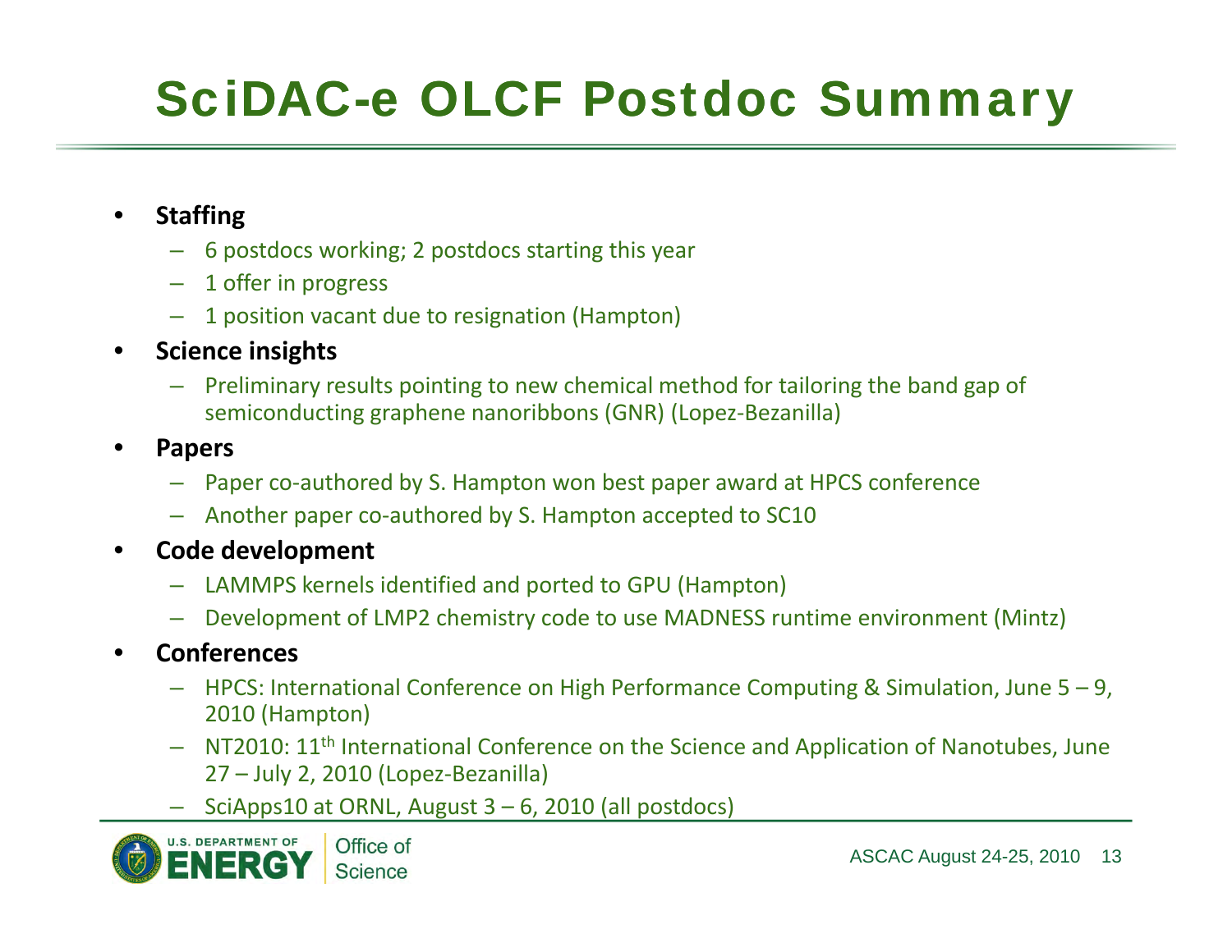# SciDAC-e OLCF Postdoc Summary

- **Staffing**
  - 6 postdocs working; 2 postdocs starting this year
  - 1 offer in progress
  - 1 position vacant due to resignation (Hampton)
- **Science insights**
  - Preliminary results pointing to new chemical method for tailoring the band gap of semiconducting graphene nanoribbons (GNR) (Lopez-Bezanilla)
- **Papers**
  - Paper co-authored by S. Hampton won best paper award at HPCS conference
  - Another paper co-authored by S. Hampton accepted to SC10
- **Code development**
  - LAMMPS kernels identified and ported to GPU (Hampton)
  - Development of LMP2 chemistry code to use MADNESS runtime environment (Mintz)
- **Conferences**
  - HPCS: International Conference on High Performance Computing & Simulation, June 5 – 9, 2010 (Hampton)
  - NT2010: 11th International Conference on the Science and Application of Nanotubes, June 27 – July 2, 2010 (Lopez-Bezanilla)
  - SciApps10 at ORNL, August 3 – 6, 2010 (all postdocs)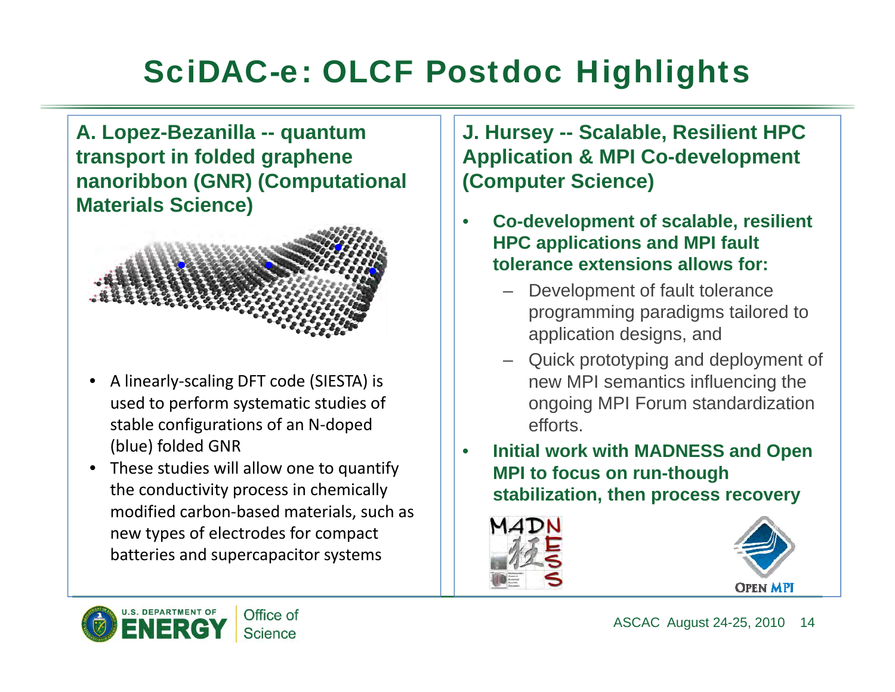# SciDAC-e: OLCF Postdoc Highlights

## A. Lopez-Bezanilla -- quantum transport in folded graphene nanoribbon (GNR) (Computational Materials Science)

- A linearly-scaling DFT code (SIESTA) is used to perform systematic studies of stable configurations of an N-doped (blue) folded GNR
- These studies will allow one to quantify the conductivity process in chemically modified carbon-based materials, such as new types of electrodes for compact batteries and supercapacitor systems

## J. Hursey -- Scalable, Resilient HPC Application & MPI Co-development (Computer Science)

- **Co-development of scalable, resilient HPC applications and MPI fault tolerance extensions allows for:**
  - Development of fault tolerance programming paradigms tailored to application designs, and
  - Quick prototyping and deployment of new MPI semantics influencing the ongoing MPI Forum standardization efforts.
- **Initial work with MADNESS and Open MPI to focus on run-though stabilization, then process recovery**

ASCAC August 24-25, 2010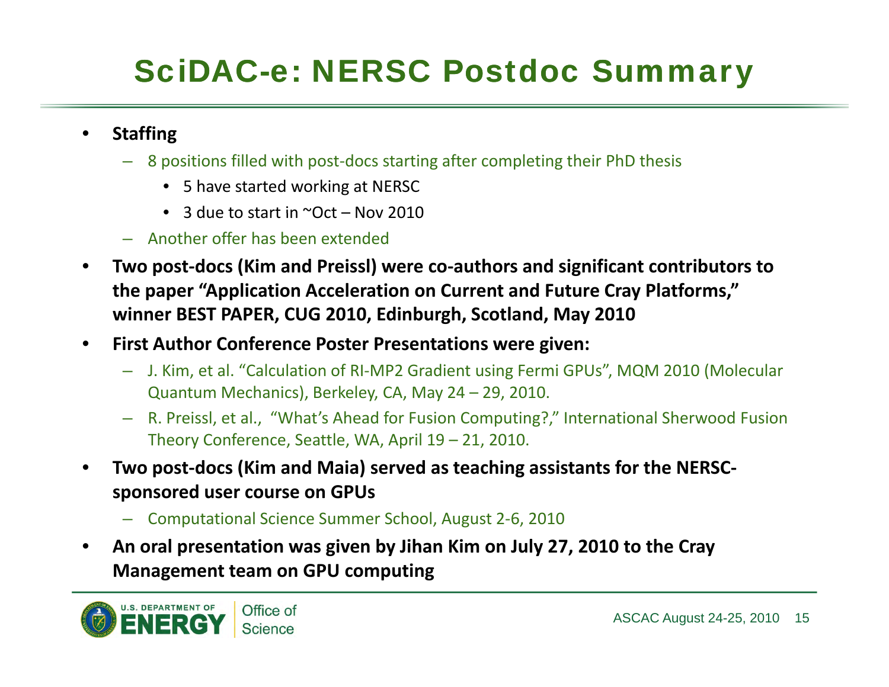# SciDAC-e: NERSC Postdoc Summary

- **Staffing**
  - 8 positions filled with post-docs starting after completing their PhD thesis
    - 5 have started working at NERSC
    - 3 due to start in ~Oct – Nov 2010
  - Another offer has been extended
- **Two post-docs (Kim and Preissl) were co-authors and significant contributors to the paper "Application Acceleration on Current and Future Cray Platforms," winner BEST PAPER, CUG 2010, Edinburgh, Scotland, May 2010**
- **First Author Conference Poster Presentations were given:**
  - J. Kim, et al. "Calculation of RI-MP2 Gradient using Fermi GPUs", MQM 2010 (Molecular Quantum Mechanics), Berkeley, CA, May 24 – 29, 2010.
  - R. Preissl, et al., "What's Ahead for Fusion Computing?," International Sherwood Fusion Theory Conference, Seattle, WA, April 19 – 21, 2010.
- **Two post-docs (Kim and Maia) served as teaching assistants for the NERSC-sponsored user course on GPUs**
  - Computational Science Summer School, August 2-6, 2010
- **An oral presentation was given by Jihan Kim on July 27, 2010 to the Cray Management team on GPU computing**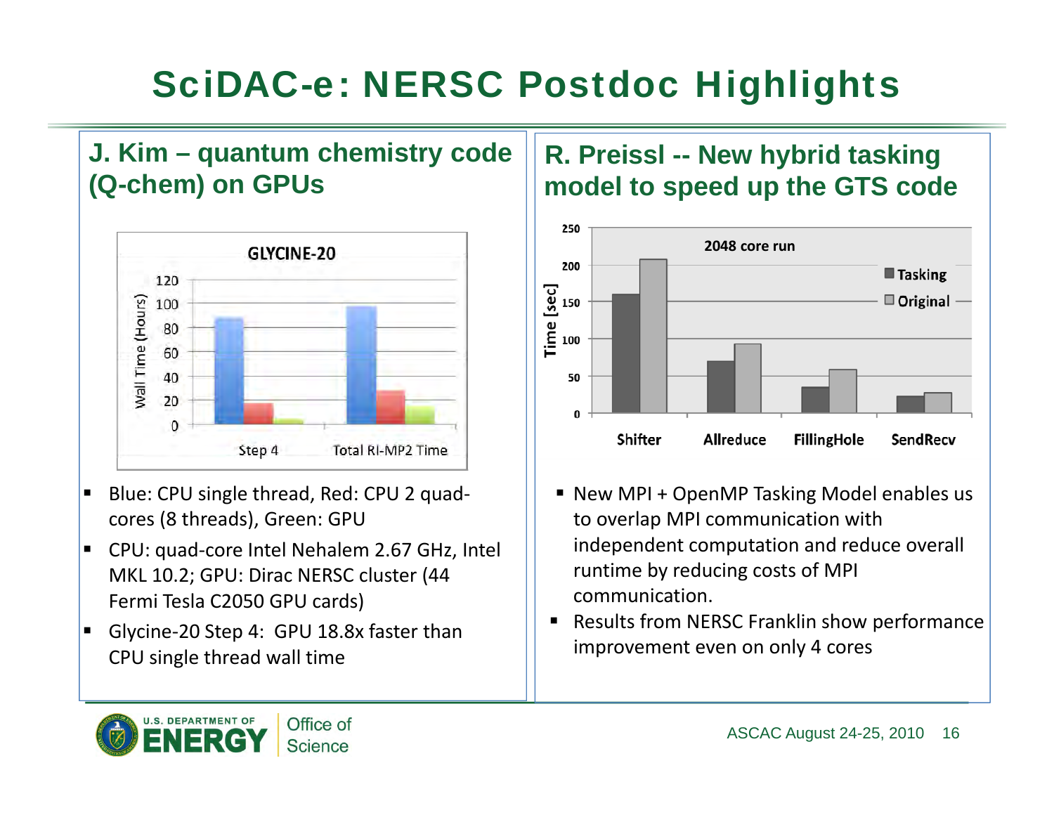# SciDAC-e: NERSC Postdoc Highlights

## J. Kim – quantum chemistry code (Q-chem) on GPUs

GLYCINE-20

Wall Time (Hours)

0
20
40
60
80
100
120

Step 4
Total RI-MP2 Time

- Blue: CPU single thread, Red: CPU 2 quad-cores (8 threads), Green: GPU
- CPU: quad-core Intel Nehalem 2.67 GHz, Intel MKL 10.2; GPU: Dirac NERSC cluster (44 Fermi Tesla C2050 GPU cards)
- Glycine-20 Step 4: GPU 18.8x faster than CPU single thread wall time

## R. Preissl -- New hybrid tasking model to speed up the GTS code

2048 core run

Time [sec]

0
50
100
150
200
250

Tasking
Original

Shifter
Allreduce
FillingHole
SendRecv

- New MPI + OpenMP Tasking Model enables us to overlap MPI communication with independent computation and reduce overall runtime by reducing costs of MPI communication.
- Results from NERSC Franklin show performance improvement even on only 4 cores

U.S. DEPARTMENT OF ENERGY | Office of Science

ASCAC August 24-25, 2010